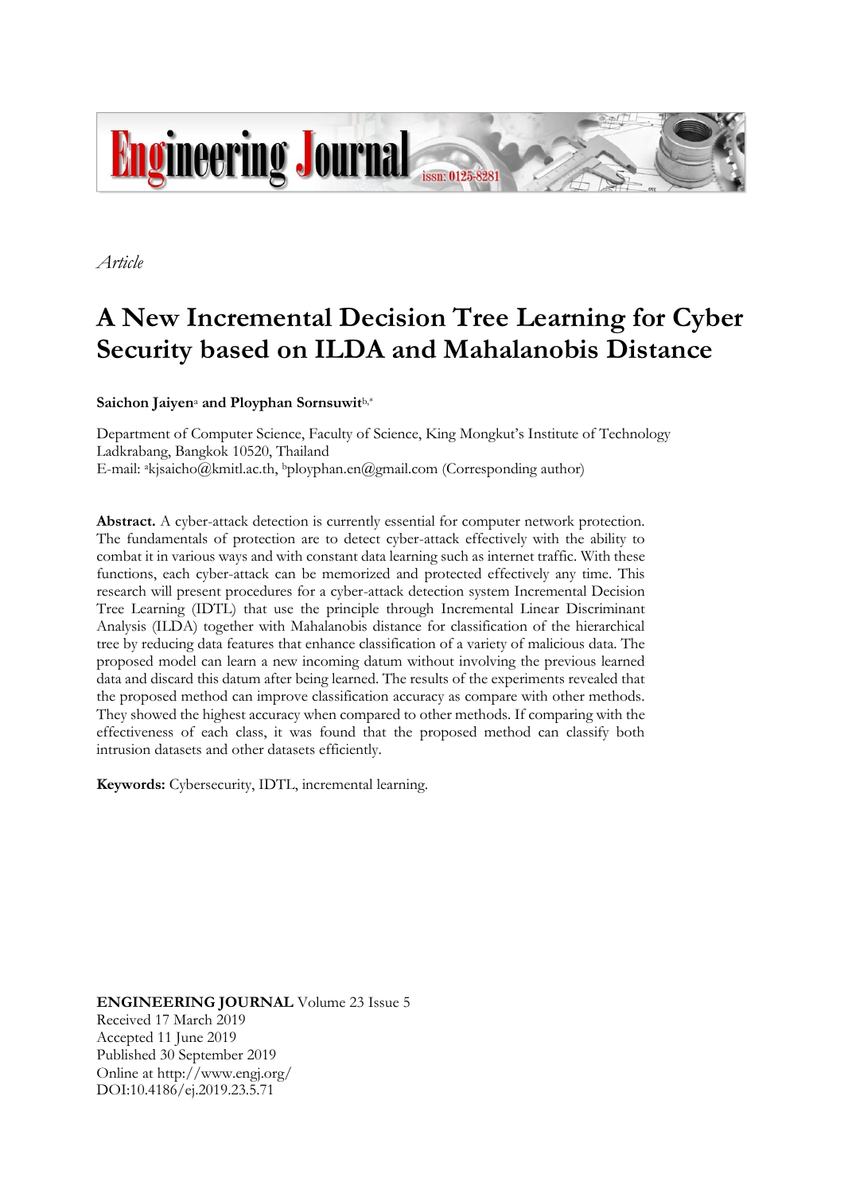*Article*

# A New Incremental Decision Tree Learning for Cyber Security based on ILDA and Mahalanobis Distance

**Saichon Jaiyen**[a] **and Ployphan Sornsuwit**[b,*]

Department of Computer Science, Faculty of Science, King Mongkut's Institute of Technology Ladkrabang, Bangkok 10520, Thailand
E-mail: [a]kjsaicho@kmitl.ac.th, [b]ployphan.en@gmail.com (Corresponding author)

**Abstract.** A cyber-attack detection is currently essential for computer network protection. The fundamentals of protection are to detect cyber-attack effectively with the ability to combat it in various ways and with constant data learning such as internet traffic. With these functions, each cyber-attack can be memorized and protected effectively any time. This research will present procedures for a cyber-attack detection system Incremental Decision Tree Learning (IDTL) that use the principle through Incremental Linear Discriminant Analysis (ILDA) together with Mahalanobis distance for classification of the hierarchical tree by reducing data features that enhance classification of a variety of malicious data. The proposed model can learn a new incoming datum without involving the previous learned data and discard this datum after being learned. The results of the experiments revealed that the proposed method can improve classification accuracy as compare with other methods. They showed the highest accuracy when compared to other methods. If comparing with the effectiveness of each class, it was found that the proposed method can classify both intrusion datasets and other datasets efficiently.

**Keywords:** Cybersecurity, IDTL, incremental learning.

**ENGINEERING JOURNAL** Volume 23 Issue 5
Received 17 March 2019
Accepted 11 June 2019
Published 30 September 2019
Online at http://www.engj.org/
DOI:10.4186/ej.2019.23.5.71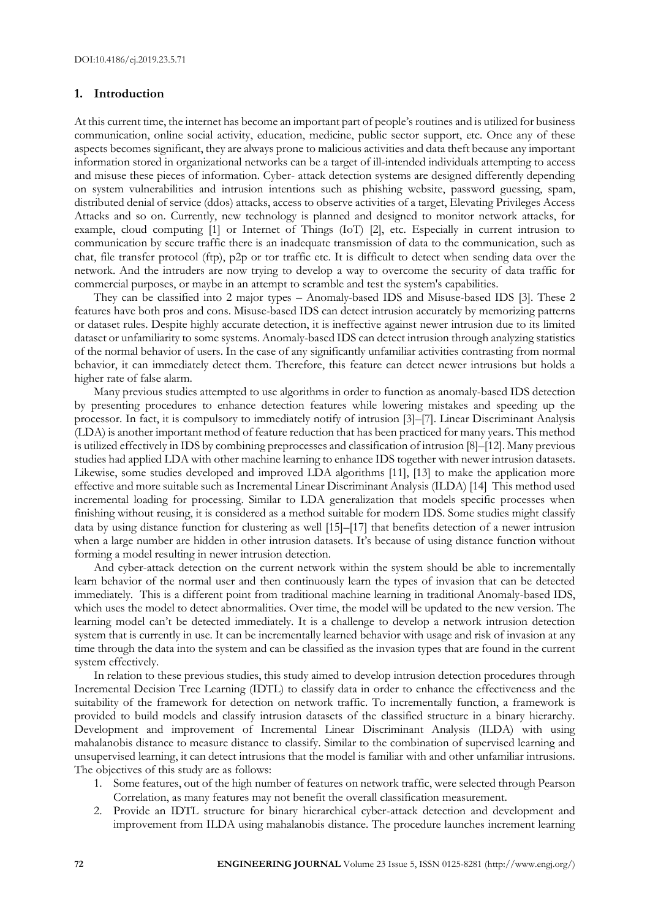## 1. Introduction

At this current time, the internet has become an important part of people's routines and is utilized for business communication, online social activity, education, medicine, public sector support, etc. Once any of these aspects becomes significant, they are always prone to malicious activities and data theft because any important information stored in organizational networks can be a target of ill-intended individuals attempting to access and misuse these pieces of information. Cyber- attack detection systems are designed differently depending on system vulnerabilities and intrusion intentions such as phishing website, password guessing, spam, distributed denial of service (ddos) attacks, access to observe activities of a target, Elevating Privileges Access Attacks and so on. Currently, new technology is planned and designed to monitor network attacks, for example, cloud computing [1] or Internet of Things (IoT) [2], etc. Especially in current intrusion to communication by secure traffic there is an inadequate transmission of data to the communication, such as chat, file transfer protocol (ftp), p2p or tor traffic etc. It is difficult to detect when sending data over the network. And the intruders are now trying to develop a way to overcome the security of data traffic for commercial purposes, or maybe in an attempt to scramble and test the system's capabilities.

They can be classified into 2 major types – Anomaly-based IDS and Misuse-based IDS [3]. These 2 features have both pros and cons. Misuse-based IDS can detect intrusion accurately by memorizing patterns or dataset rules. Despite highly accurate detection, it is ineffective against newer intrusion due to its limited dataset or unfamiliarity to some systems. Anomaly-based IDS can detect intrusion through analyzing statistics of the normal behavior of users. In the case of any significantly unfamiliar activities contrasting from normal behavior, it can immediately detect them. Therefore, this feature can detect newer intrusions but holds a higher rate of false alarm.

Many previous studies attempted to use algorithms in order to function as anomaly-based IDS detection by presenting procedures to enhance detection features while lowering mistakes and speeding up the processor. In fact, it is compulsory to immediately notify of intrusion [3]–[7]. Linear Discriminant Analysis (LDA) is another important method of feature reduction that has been practiced for many years. This method is utilized effectively in IDS by combining preprocesses and classification of intrusion [8]–[12]. Many previous studies had applied LDA with other machine learning to enhance IDS together with newer intrusion datasets. Likewise, some studies developed and improved LDA algorithms [11], [13] to make the application more effective and more suitable such as Incremental Linear Discriminant Analysis (ILDA) [14] This method used incremental loading for processing. Similar to LDA generalization that models specific processes when finishing without reusing, it is considered as a method suitable for modern IDS. Some studies might classify data by using distance function for clustering as well [15]–[17] that benefits detection of a newer intrusion when a large number are hidden in other intrusion datasets. It's because of using distance function without forming a model resulting in newer intrusion detection.

And cyber-attack detection on the current network within the system should be able to incrementally learn behavior of the normal user and then continuously learn the types of invasion that can be detected immediately. This is a different point from traditional machine learning in traditional Anomaly-based IDS, which uses the model to detect abnormalities. Over time, the model will be updated to the new version. The learning model can't be detected immediately. It is a challenge to develop a network intrusion detection system that is currently in use. It can be incrementally learned behavior with usage and risk of invasion at any time through the data into the system and can be classified as the invasion types that are found in the current system effectively.

In relation to these previous studies, this study aimed to develop intrusion detection procedures through Incremental Decision Tree Learning (IDTL) to classify data in order to enhance the effectiveness and the suitability of the framework for detection on network traffic. To incrementally function, a framework is provided to build models and classify intrusion datasets of the classified structure in a binary hierarchy. Development and improvement of Incremental Linear Discriminant Analysis (ILDA) with using mahalanobis distance to measure distance to classify. Similar to the combination of supervised learning and unsupervised learning, it can detect intrusions that the model is familiar with and other unfamiliar intrusions. The objectives of this study are as follows:

1. Some features, out of the high number of features on network traffic, were selected through Pearson Correlation, as many features may not benefit the overall classification measurement.
2. Provide an IDTL structure for binary hierarchical cyber-attack detection and development and improvement from ILDA using mahalanobis distance. The procedure launches increment learning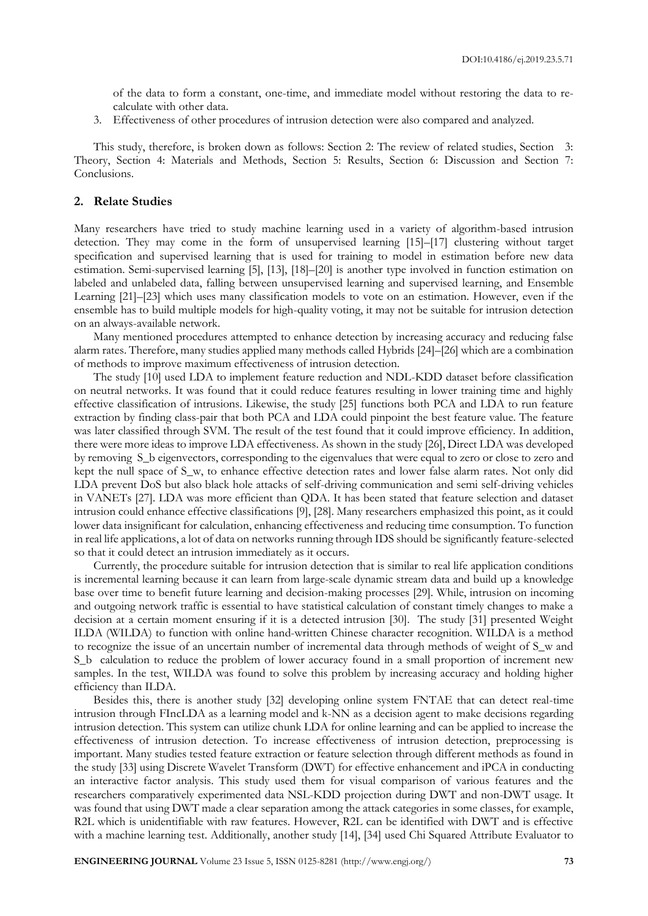of the data to form a constant, one-time, and immediate model without restoring the data to re-calculate with other data.

3. Effectiveness of other procedures of intrusion detection were also compared and analyzed.

This study, therefore, is broken down as follows: Section 2: The review of related studies, Section 3: Theory, Section 4: Materials and Methods, Section 5: Results, Section 6: Discussion and Section 7: Conclusions.

## 2. Relate Studies

Many researchers have tried to study machine learning used in a variety of algorithm-based intrusion detection. They may come in the form of unsupervised learning [15]–[17] clustering without target specification and supervised learning that is used for training to model in estimation before new data estimation. Semi-supervised learning [5], [13], [18]–[20] is another type involved in function estimation on labeled and unlabeled data, falling between unsupervised learning and supervised learning, and Ensemble Learning [21]–[23] which uses many classification models to vote on an estimation. However, even if the ensemble has to build multiple models for high-quality voting, it may not be suitable for intrusion detection on an always-available network.

Many mentioned procedures attempted to enhance detection by increasing accuracy and reducing false alarm rates. Therefore, many studies applied many methods called Hybrids [24]–[26] which are a combination of methods to improve maximum effectiveness of intrusion detection.

The study [10] used LDA to implement feature reduction and NDL-KDD dataset before classification on neutral networks. It was found that it could reduce features resulting in lower training time and highly effective classification of intrusions. Likewise, the study [25] functions both PCA and LDA to run feature extraction by finding class-pair that both PCA and LDA could pinpoint the best feature value. The feature was later classified through SVM. The result of the test found that it could improve efficiency. In addition, there were more ideas to improve LDA effectiveness. As shown in the study [26], Direct LDA was developed by removing $S_b$ eigenvectors, corresponding to the eigenvalues that were equal to zero or close to zero and kept the null space of $S_w$, to enhance effective detection rates and lower false alarm rates. Not only did LDA prevent DoS but also black hole attacks of self-driving communication and semi self-driving vehicles in VANETs [27]. LDA was more efficient than QDA. It has been stated that feature selection and dataset intrusion could enhance effective classifications [9], [28]. Many researchers emphasized this point, as it could lower data insignificant for calculation, enhancing effectiveness and reducing time consumption. To function in real life applications, a lot of data on networks running through IDS should be significantly feature-selected so that it could detect an intrusion immediately as it occurs.

Currently, the procedure suitable for intrusion detection that is similar to real life application conditions is incremental learning because it can learn from large-scale dynamic stream data and build up a knowledge base over time to benefit future learning and decision-making processes [29]. While, intrusion on incoming and outgoing network traffic is essential to have statistical calculation of constant timely changes to make a decision at a certain moment ensuring if it is a detected intrusion [30]. The study [31] presented Weight ILDA (WILDA) to function with online hand-written Chinese character recognition. WILDA is a method to recognize the issue of an uncertain number of incremental data through methods of weight of $S_w$ and $S_b$ calculation to reduce the problem of lower accuracy found in a small proportion of increment new samples. In the test, WILDA was found to solve this problem by increasing accuracy and holding higher efficiency than ILDA.

Besides this, there is another study [32] developing online system FNTAE that can detect real-time intrusion through FIncLDA as a learning model and k-NN as a decision agent to make decisions regarding intrusion detection. This system can utilize chunk LDA for online learning and can be applied to increase the effectiveness of intrusion detection. To increase effectiveness of intrusion detection, preprocessing is important. Many studies tested feature extraction or feature selection through different methods as found in the study [33] using Discrete Wavelet Transform (DWT) for effective enhancement and iPCA in conducting an interactive factor analysis. This study used them for visual comparison of various features and the researchers comparatively experimented data NSL-KDD projection during DWT and non-DWT usage. It was found that using DWT made a clear separation among the attack categories in some classes, for example, R2L which is unidentifiable with raw features. However, R2L can be identified with DWT and is effective with a machine learning test. Additionally, another study [14], [34] used Chi Squared Attribute Evaluator to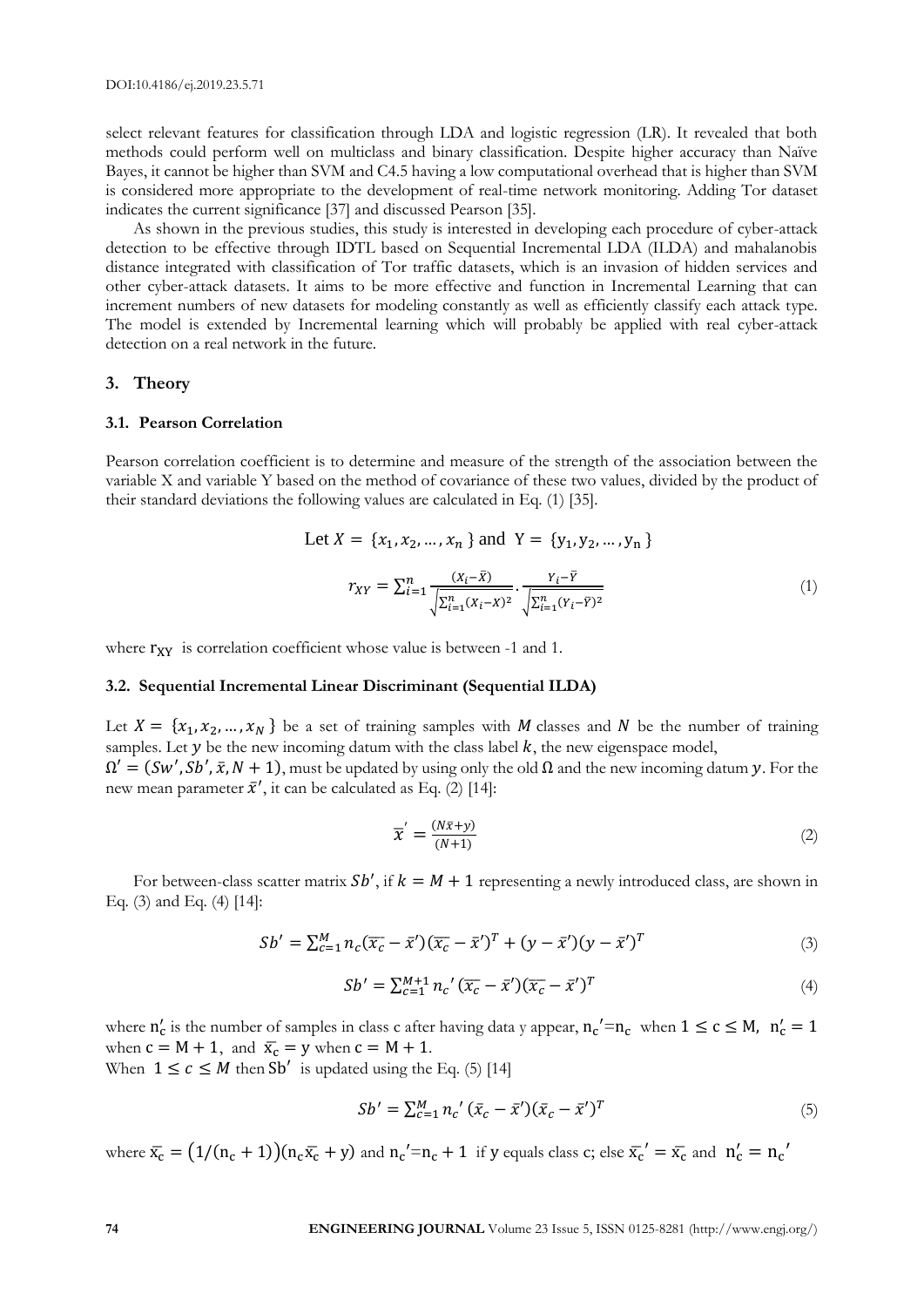select relevant features for classification through LDA and logistic regression (LR). It revealed that both methods could perform well on multiclass and binary classification. Despite higher accuracy than Naïve Bayes, it cannot be higher than SVM and C4.5 having a low computational overhead that is higher than SVM is considered more appropriate to the development of real-time network monitoring. Adding Tor dataset indicates the current significance [37] and discussed Pearson [35].

As shown in the previous studies, this study is interested in developing each procedure of cyber-attack detection to be effective through IDTL based on Sequential Incremental LDA (ILDA) and mahalanobis distance integrated with classification of Tor traffic datasets, which is an invasion of hidden services and other cyber-attack datasets. It aims to be more effective and function in Incremental Learning that can increment numbers of new datasets for modeling constantly as well as efficiently classify each attack type. The model is extended by Incremental learning which will probably be applied with real cyber-attack detection on a real network in the future.

## 3. Theory

### 3.1. Pearson Correlation

Pearson correlation coefficient is to determine and measure of the strength of the association between the variable X and variable Y based on the method of covariance of these two values, divided by the product of their standard deviations the following values are calculated in Eq. (1) [35].

$$\text{Let } X = \{x_1, x_2, \dots, x_n\} \text{ and } Y = \{y_1, y_2, \dots, y_n\}$$

$$r_{XY} = \sum_{i=1}^{n} \frac{(X_i - \bar{X})}{\sqrt{\sum_{i=1}^{n}(X_i - X)^2}} \cdot \frac{Y_i - \bar{Y}}{\sqrt{\sum_{i=1}^{n}(Y_i - \bar{Y})^2}} \tag{1}$$

where $r_{XY}$ is correlation coefficient whose value is between -1 and 1.

### 3.2. Sequential Incremental Linear Discriminant (Sequential ILDA)

Let $X = \{x_1, x_2, \dots, x_N\}$ be a set of training samples with $M$ classes and $N$ be the number of training samples. Let $y$ be the new incoming datum with the class label $k$, the new eigenspace model, $\Omega' = (Sw', Sb', \bar{x}, N+1)$, must be updated by using only the old $\Omega$ and the new incoming datum $y$. For the new mean parameter $\bar{x}'$, it can be calculated as Eq. (2) [14]:

$$\bar{x}' = \frac{(N\bar{x} + y)}{(N+1)} \tag{2}$$

For between-class scatter matrix $Sb'$, if $k = M + 1$ representing a newly introduced class, are shown in Eq. (3) and Eq. (4) [14]:

$$Sb' = \sum_{c=1}^{M} n_c(\bar{x_c} - \bar{x}')(\bar{x_c} - \bar{x}')^T + (y - \bar{x}')(y - \bar{x}')^T \tag{3}$$

$$Sb' = \sum_{c=1}^{M+1} n_c'(\bar{x_c} - \bar{x}')(\bar{x_c} - \bar{x}')^T \tag{4}$$

where $n_c'$ is the number of samples in class c after having data y appear, $n_c' = n_c$ when $1 \leq c \leq M$, $n_c' = 1$ when $c = M + 1$, and $\bar{x_c} = y$ when $c = M + 1$.

When $1 \leq c \leq M$ then $Sb'$ is updated using the Eq. (5) [14]

$$Sb' = \sum_{c=1}^{M} n_c'(\bar{x}_c - \bar{x}')(\bar{x}_c - \bar{x}')^T \tag{5}$$

where $\bar{x_c} = (1/(n_c + 1))(n_c\bar{x_c} + y)$ and $n_c' = n_c + 1$ if $y$ equals class c; else $\bar{x_c}' = \bar{x_c}$ and $n_c' = n_c'$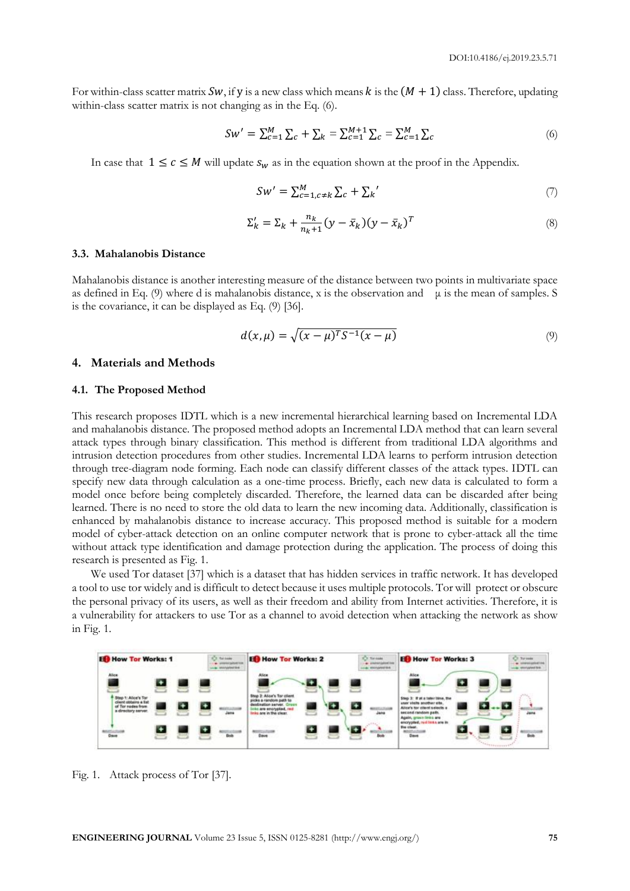For within-class scatter matrix $Sw$, if $y$ is a new class which means $k$ is the $(M+1)$ class. Therefore, updating within-class scatter matrix is not changing as in the Eq. (6).

$$Sw' = \sum_{c=1}^{M} \sum_c + \sum_k = \sum_{c=1}^{M+1} \sum_c = \sum_{c=1}^{M} \sum_c \tag{6}$$

In case that $1 \leq c \leq M$ will update $s_w$ as in the equation shown at the proof in the Appendix.

$$Sw' = \sum_{c=1, c \neq k}^{M} \sum_c + \sum_k{}' \tag{7}$$

$$\Sigma_k' = \Sigma_k + \frac{n_k}{n_k+1}(y - \bar{x}_k)(y - \bar{x}_k)^T \tag{8}$$

### 3.3. Mahalanobis Distance

Mahalanobis distance is another interesting measure of the distance between two points in multivariate space as defined in Eq. (9) where d is mahalanobis distance, x is the observation and μ is the mean of samples. S is the covariance, it can be displayed as Eq. (9) [36].

$$d(x, \mu) = \sqrt{(x-\mu)^T S^{-1} (x-\mu)} \tag{9}$$

## 4. Materials and Methods

### 4.1. The Proposed Method

This research proposes IDTL which is a new incremental hierarchical learning based on Incremental LDA and mahalanobis distance. The proposed method adopts an Incremental LDA method that can learn several attack types through binary classification. This method is different from traditional LDA algorithms and intrusion detection procedures from other studies. Incremental LDA learns to perform intrusion detection through tree-diagram node forming. Each node can classify different classes of the attack types. IDTL can specify new data through calculation as a one-time process. Briefly, each new data is calculated to form a model once before being completely discarded. Therefore, the learned data can be discarded after being learned. There is no need to store the old data to learn the new incoming data. Additionally, classification is enhanced by mahalanobis distance to increase accuracy. This proposed method is suitable for a modern model of cyber-attack detection on an online computer network that is prone to cyber-attack all the time without attack type identification and damage protection during the application. The process of doing this research is presented as Fig. 1.

We used Tor dataset [37] which is a dataset that has hidden services in traffic network. It has developed a tool to use tor widely and is difficult to detect because it uses multiple protocols. Tor will protect or obscure the personal privacy of its users, as well as their freedom and ability from Internet activities. Therefore, it is a vulnerability for attackers to use Tor as a channel to avoid detection when attacking the network as show in Fig. 1.

Fig. 1. Attack process of Tor [37].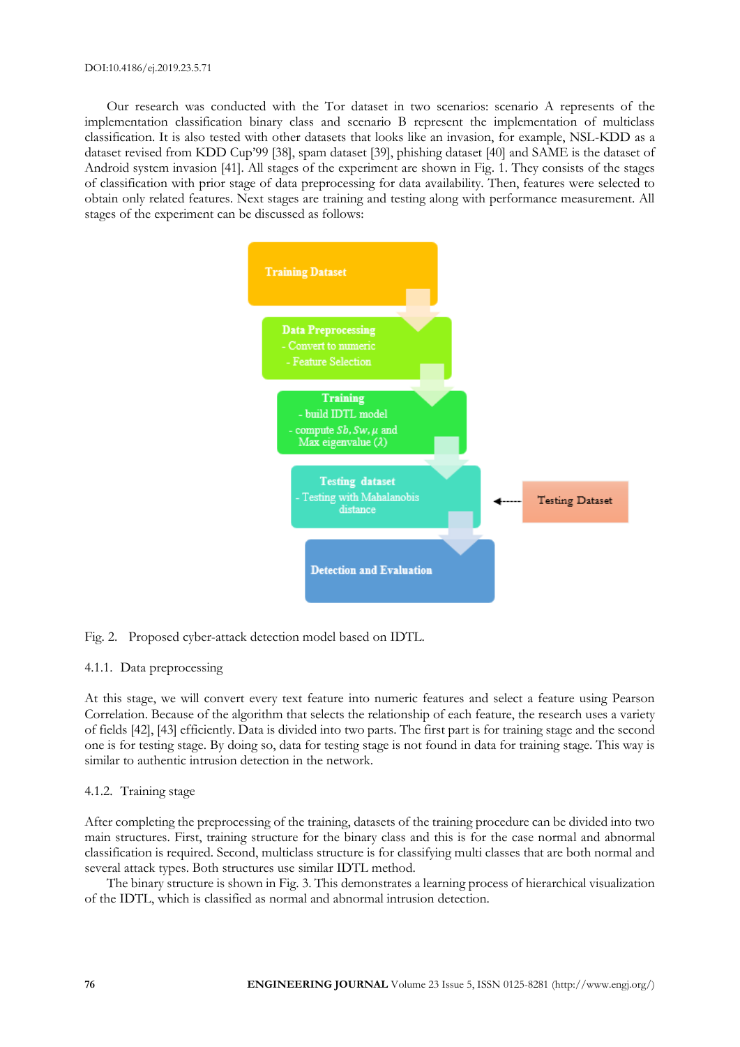Our research was conducted with the Tor dataset in two scenarios: scenario A represents of the implementation classification binary class and scenario B represent the implementation of multiclass classification. It is also tested with other datasets that looks like an invasion, for example, NSL-KDD as a dataset revised from KDD Cup'99 [38], spam dataset [39], phishing dataset [40] and SAME is the dataset of Android system invasion [41]. All stages of the experiment are shown in Fig. 1. They consists of the stages of classification with prior stage of data preprocessing for data availability. Then, features were selected to obtain only related features. Next stages are training and testing along with performance measurement. All stages of the experiment can be discussed as follows:

Training Dataset

Data Preprocessing
- Convert to numeric
- Feature Selection

Training
- build IDTL model
- compute $Sb, Sw, \mu$ and Max eigenvalue ($\lambda$)

Testing dataset
- Testing with Mahalanobis distance

Testing Dataset

Detection and Evaluation

Fig. 2. Proposed cyber-attack detection model based on IDTL.

#### 4.1.1. Data preprocessing

At this stage, we will convert every text feature into numeric features and select a feature using Pearson Correlation. Because of the algorithm that selects the relationship of each feature, the research uses a variety of fields [42], [43] efficiently. Data is divided into two parts. The first part is for training stage and the second one is for testing stage. By doing so, data for testing stage is not found in data for training stage. This way is similar to authentic intrusion detection in the network.

#### 4.1.2. Training stage

After completing the preprocessing of the training, datasets of the training procedure can be divided into two main structures. First, training structure for the binary class and this is for the case normal and abnormal classification is required. Second, multiclass structure is for classifying multi classes that are both normal and several attack types. Both structures use similar IDTL method.

The binary structure is shown in Fig. 3. This demonstrates a learning process of hierarchical visualization of the IDTL, which is classified as normal and abnormal intrusion detection.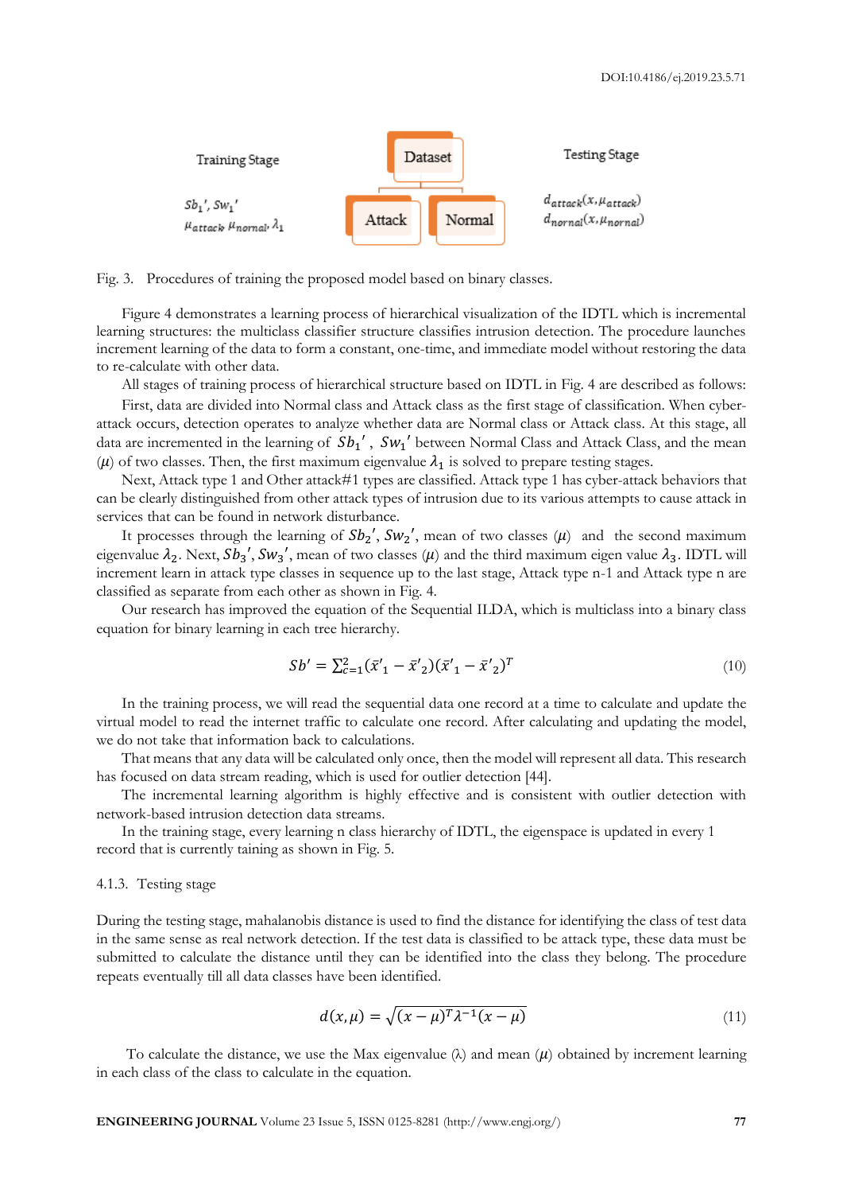Training Stage

$Sb_1'$, $Sw_1'$

$\mu_{attack}$, $\mu_{normal}$, $\lambda_1$

Dataset

Attack

Normal

Testing Stage

$d_{attack}(x, \mu_{attack})$

$d_{nornal}(x, \mu_{nornal})$

Fig. 3. Procedures of training the proposed model based on binary classes.

Figure 4 demonstrates a learning process of hierarchical visualization of the IDTL which is incremental learning structures: the multiclass classifier structure classifies intrusion detection. The procedure launches increment learning of the data to form a constant, one-time, and immediate model without restoring the data to re-calculate with other data.

All stages of training process of hierarchical structure based on IDTL in Fig. 4 are described as follows:

First, data are divided into Normal class and Attack class as the first stage of classification. When cyber-attack occurs, detection operates to analyze whether data are Normal class or Attack class. At this stage, all data are incremented in the learning of $Sb_1'$, $Sw_1'$ between Normal Class and Attack Class, and the mean ($\mu$) of two classes. Then, the first maximum eigenvalue $\lambda_1$ is solved to prepare testing stages.

Next, Attack type 1 and Other attack#1 types are classified. Attack type 1 has cyber-attack behaviors that can be clearly distinguished from other attack types of intrusion due to its various attempts to cause attack in services that can be found in network disturbance.

It processes through the learning of $Sb_2'$, $Sw_2'$, mean of two classes ($\mu$) and the second maximum eigenvalue $\lambda_2$. Next, $Sb_3'$, $Sw_3'$, mean of two classes ($\mu$) and the third maximum eigen value $\lambda_3$. IDTL will increment learn in attack type classes in sequence up to the last stage, Attack type n-1 and Attack type n are classified as separate from each other as shown in Fig. 4.

Our research has improved the equation of the Sequential ILDA, which is multiclass into a binary class equation for binary learning in each tree hierarchy.

$$Sb' = \sum_{c=1}^{2}(\bar{x}'_1 - \bar{x}'_2)(\bar{x}'_1 - \bar{x}'_2)^T \tag{10}$$

In the training process, we will read the sequential data one record at a time to calculate and update the virtual model to read the internet traffic to calculate one record. After calculating and updating the model, we do not take that information back to calculations.

That means that any data will be calculated only once, then the model will represent all data. This research has focused on data stream reading, which is used for outlier detection [44].

The incremental learning algorithm is highly effective and is consistent with outlier detection with network-based intrusion detection data streams.

In the training stage, every learning n class hierarchy of IDTL, the eigenspace is updated in every 1 record that is currently taining as shown in Fig. 5.

4.1.3. Testing stage

During the testing stage, mahalanobis distance is used to find the distance for identifying the class of test data in the same sense as real network detection. If the test data is classified to be attack type, these data must be submitted to calculate the distance until they can be identified into the class they belong. The procedure repeats eventually till all data classes have been identified.

$$d(x, \mu) = \sqrt{(x - \mu)^T \lambda^{-1} (x - \mu)} \tag{11}$$

To calculate the distance, we use the Max eigenvalue ($\lambda$) and mean ($\mu$) obtained by increment learning in each class of the class to calculate in the equation.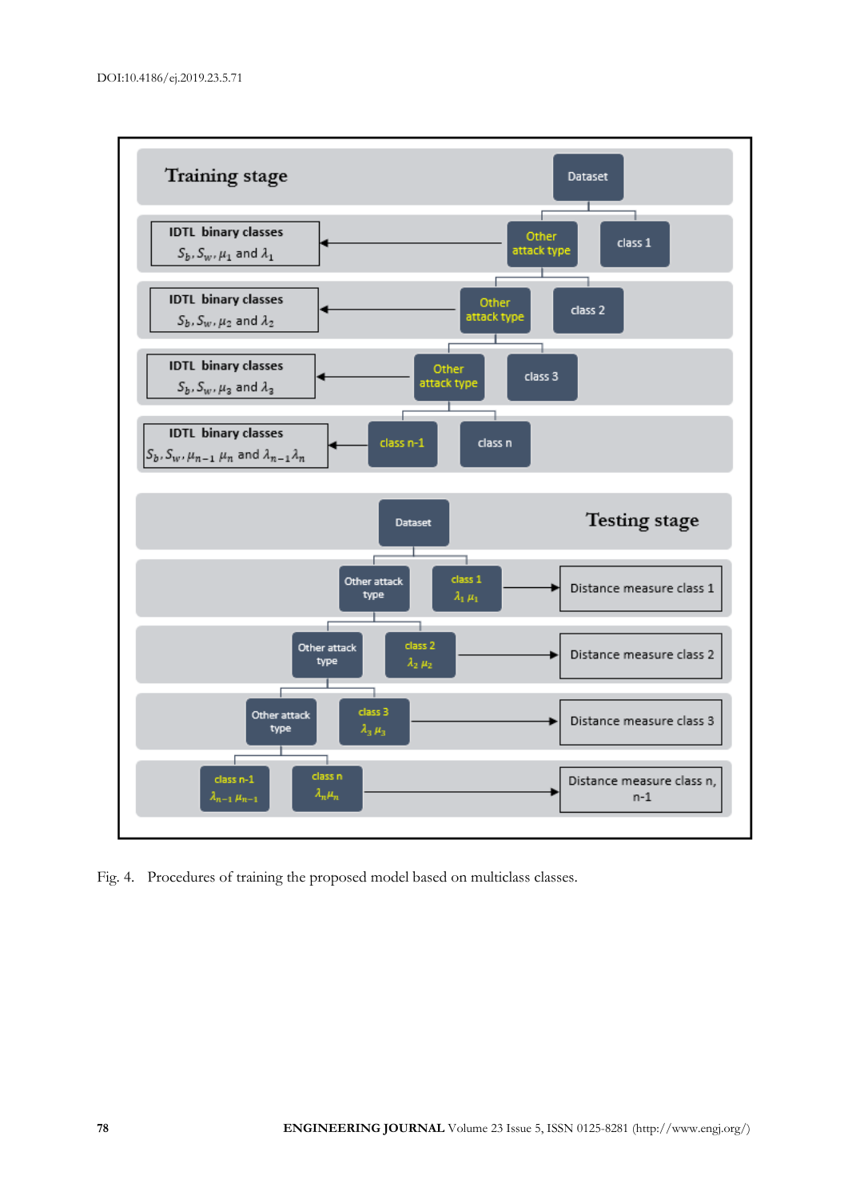DOI:10.4186/ej.2019.23.5.71

Fig. 4. Procedures of training the proposed model based on multiclass classes.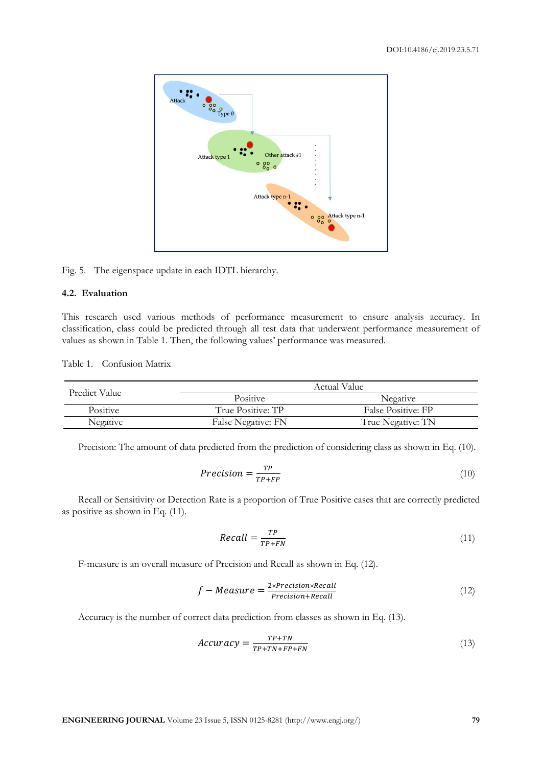Fig. 5. The eigenspace update in each IDTL hierarchy.

### 4.2. Evaluation

This research used various methods of performance measurement to ensure analysis accuracy. In classification, class could be predicted through all test data that underwent performance measurement of values as shown in Table 1. Then, the following values' performance was measured.

Table 1. Confusion Matrix

| Predict Value | Actual Value | |
|---|---|---|
| | Positive | Negative |
| Positive | True Positive: TP | False Positive: FP |
| Negative | False Negative: FN | True Negative: TN |

Precision: The amount of data predicted from the prediction of considering class as shown in Eq. (10).

$$Precision = \frac{TP}{TP+FP} \tag{10}$$

Recall or Sensitivity or Detection Rate is a proportion of True Positive cases that are correctly predicted as positive as shown in Eq. (11).

$$Recall = \frac{TP}{TP+FN} \tag{11}$$

F-measure is an overall measure of Precision and Recall as shown in Eq. (12).

$$f - Measure = \frac{2 \times Precision \times Recall}{Precision + Recall} \tag{12}$$

Accuracy is the number of correct data prediction from classes as shown in Eq. (13).

$$Accuracy = \frac{TP+TN}{TP+TN+FP+FN} \tag{13}$$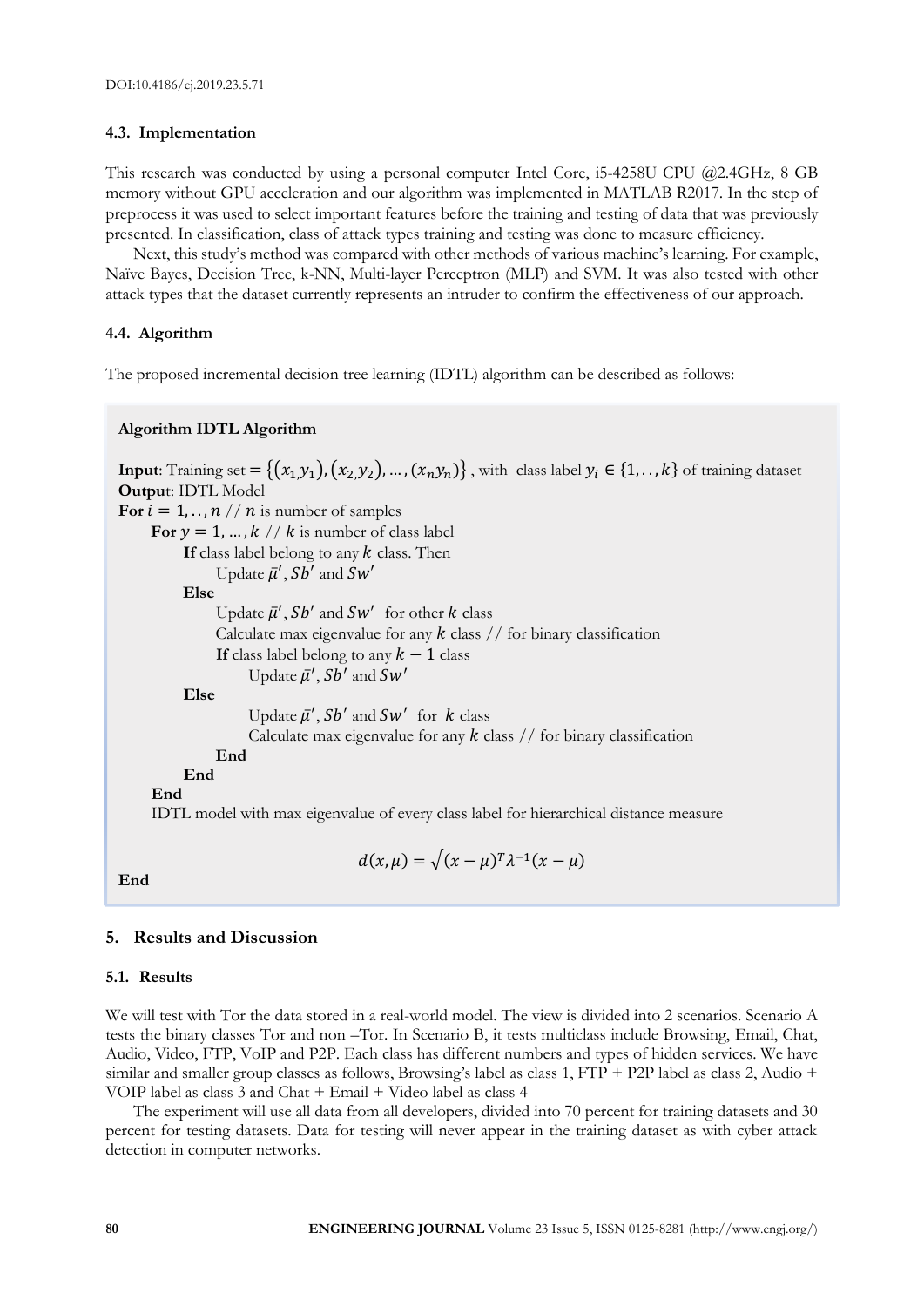### 4.3. Implementation

This research was conducted by using a personal computer Intel Core, i5-4258U CPU @2.4GHz, 8 GB memory without GPU acceleration and our algorithm was implemented in MATLAB R2017. In the step of preprocess it was used to select important features before the training and testing of data that was previously presented. In classification, class of attack types training and testing was done to measure efficiency.

Next, this study's method was compared with other methods of various machine's learning. For example, Naïve Bayes, Decision Tree, k-NN, Multi-layer Perceptron (MLP) and SVM. It was also tested with other attack types that the dataset currently represents an intruder to confirm the effectiveness of our approach.

### 4.4. Algorithm

The proposed incremental decision tree learning (IDTL) algorithm can be described as follows:

**Algorithm IDTL Algorithm**

**Input**: Training set $= \{(x_1, y_1), (x_2, y_2), \ldots, (x_n, y_n)\}$ , with class label $y_i \in \{1, .., k\}$ of training dataset
**Output**: IDTL Model
**For** $i = 1, .., n$ // $n$ is number of samples
    **For** $y = 1, \ldots, k$ // $k$ is number of class label
        **If** class label belong to any $k$ class. Then
            Update $\bar{\mu}'$, $Sb'$ and $Sw'$
        **Else**
            Update $\bar{\mu}'$, $Sb'$ and $Sw'$ for other $k$ class
            Calculate max eigenvalue for any $k$ class // for binary classification
            **If** class label belong to any $k - 1$ class
                Update $\bar{\mu}'$, $Sb'$ and $Sw'$
        **Else**
                Update $\bar{\mu}'$, $Sb'$ and $Sw'$ for $k$ class
                Calculate max eigenvalue for any $k$ class // for binary classification
            **End**
        **End**
    **End**
    IDTL model with max eigenvalue of every class label for hierarchical distance measure

$$d(x, \mu) = \sqrt{(x - \mu)^T \lambda^{-1} (x - \mu)}$$

**End**

## 5. Results and Discussion

### 5.1. Results

We will test with Tor the data stored in a real-world model. The view is divided into 2 scenarios. Scenario A tests the binary classes Tor and non –Tor. In Scenario B, it tests multiclass include Browsing, Email, Chat, Audio, Video, FTP, VoIP and P2P. Each class has different numbers and types of hidden services. We have similar and smaller group classes as follows, Browsing's label as class 1, FTP + P2P label as class 2, Audio + VOIP label as class 3 and Chat + Email + Video label as class 4

The experiment will use all data from all developers, divided into 70 percent for training datasets and 30 percent for testing datasets. Data for testing will never appear in the training dataset as with cyber attack detection in computer networks.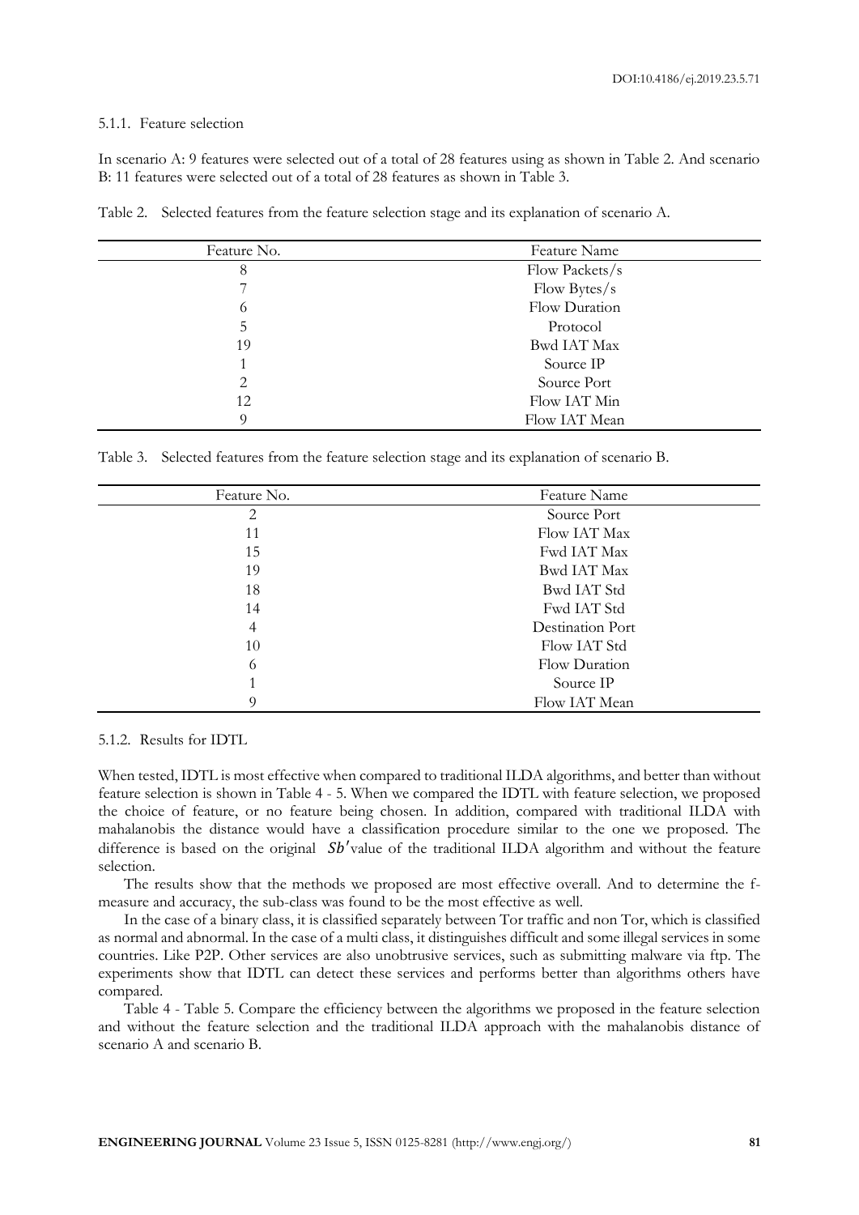#### 5.1.1. Feature selection

In scenario A: 9 features were selected out of a total of 28 features using as shown in Table 2. And scenario B: 11 features were selected out of a total of 28 features as shown in Table 3.

Table 2. Selected features from the feature selection stage and its explanation of scenario A.

| Feature No. | Feature Name |
|---|---|
| 8 | Flow Packets/s |
| 7 | Flow Bytes/s |
| 6 | Flow Duration |
| 5 | Protocol |
| 19 | Bwd IAT Max |
| 1 | Source IP |
| 2 | Source Port |
| 12 | Flow IAT Min |
| 9 | Flow IAT Mean |

Table 3. Selected features from the feature selection stage and its explanation of scenario B.

| Feature No. | Feature Name |
|---|---|
| 2 | Source Port |
| 11 | Flow IAT Max |
| 15 | Fwd IAT Max |
| 19 | Bwd IAT Max |
| 18 | Bwd IAT Std |
| 14 | Fwd IAT Std |
| 4 | Destination Port |
| 10 | Flow IAT Std |
| 6 | Flow Duration |
| 1 | Source IP |
| 9 | Flow IAT Mean |

#### 5.1.2. Results for IDTL

When tested, IDTL is most effective when compared to traditional ILDA algorithms, and better than without feature selection is shown in Table 4 - 5. When we compared the IDTL with feature selection, we proposed the choice of feature, or no feature being chosen. In addition, compared with traditional ILDA with mahalanobis the distance would have a classification procedure similar to the one we proposed. The difference is based on the original $Sb'$ value of the traditional ILDA algorithm and without the feature selection.

The results show that the methods we proposed are most effective overall. And to determine the f-measure and accuracy, the sub-class was found to be the most effective as well.

In the case of a binary class, it is classified separately between Tor traffic and non Tor, which is classified as normal and abnormal. In the case of a multi class, it distinguishes difficult and some illegal services in some countries. Like P2P. Other services are also unobtrusive services, such as submitting malware via ftp. The experiments show that IDTL can detect these services and performs better than algorithms others have compared.

Table 4 - Table 5. Compare the efficiency between the algorithms we proposed in the feature selection and without the feature selection and the traditional ILDA approach with the mahalanobis distance of scenario A and scenario B.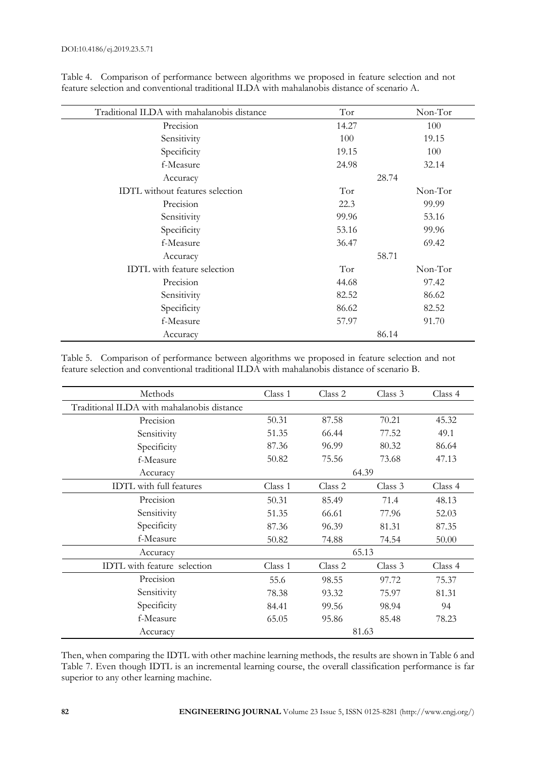Table 4. Comparison of performance between algorithms we proposed in feature selection and not feature selection and conventional traditional ILDA with mahalanobis distance of scenario A.

| Traditional ILDA with mahalanobis distance | Tor | Non-Tor |
|---|---|---|
| Precision | 14.27 | 100 |
| Sensitivity | 100 | 19.15 |
| Specificity | 19.15 | 100 |
| f-Measure | 24.98 | 32.14 |
| Accuracy | 28.74 | |
| IDTL without features selection | Tor | Non-Tor |
| Precision | 22.3 | 99.99 |
| Sensitivity | 99.96 | 53.16 |
| Specificity | 53.16 | 99.96 |
| f-Measure | 36.47 | 69.42 |
| Accuracy | 58.71 | |
| IDTL with feature selection | Tor | Non-Tor |
| Precision | 44.68 | 97.42 |
| Sensitivity | 82.52 | 86.62 |
| Specificity | 86.62 | 82.52 |
| f-Measure | 57.97 | 91.70 |
| Accuracy | 86.14 | |

Table 5. Comparison of performance between algorithms we proposed in feature selection and not feature selection and conventional traditional ILDA with mahalanobis distance of scenario B.

| Methods | Class 1 | Class 2 | Class 3 | Class 4 |
|---|---|---|---|---|
| Traditional ILDA with mahalanobis distance | | | | |
| Precision | 50.31 | 87.58 | 70.21 | 45.32 |
| Sensitivity | 51.35 | 66.44 | 77.52 | 49.1 |
| Specificity | 87.36 | 96.99 | 80.32 | 86.64 |
| f-Measure | 50.82 | 75.56 | 73.68 | 47.13 |
| Accuracy | 64.39 | | | |
| IDTL with full features | Class 1 | Class 2 | Class 3 | Class 4 |
| Precision | 50.31 | 85.49 | 71.4 | 48.13 |
| Sensitivity | 51.35 | 66.61 | 77.96 | 52.03 |
| Specificity | 87.36 | 96.39 | 81.31 | 87.35 |
| f-Measure | 50.82 | 74.88 | 74.54 | 50.00 |
| Accuracy | 65.13 | | | |
| IDTL with feature selection | Class 1 | Class 2 | Class 3 | Class 4 |
| Precision | 55.6 | 98.55 | 97.72 | 75.37 |
| Sensitivity | 78.38 | 93.32 | 75.97 | 81.31 |
| Specificity | 84.41 | 99.56 | 98.94 | 94 |
| f-Measure | 65.05 | 95.86 | 85.48 | 78.23 |
| Accuracy | 81.63 | | | |

Then, when comparing the IDTL with other machine learning methods, the results are shown in Table 6 and Table 7. Even though IDTL is an incremental learning course, the overall classification performance is far superior to any other learning machine.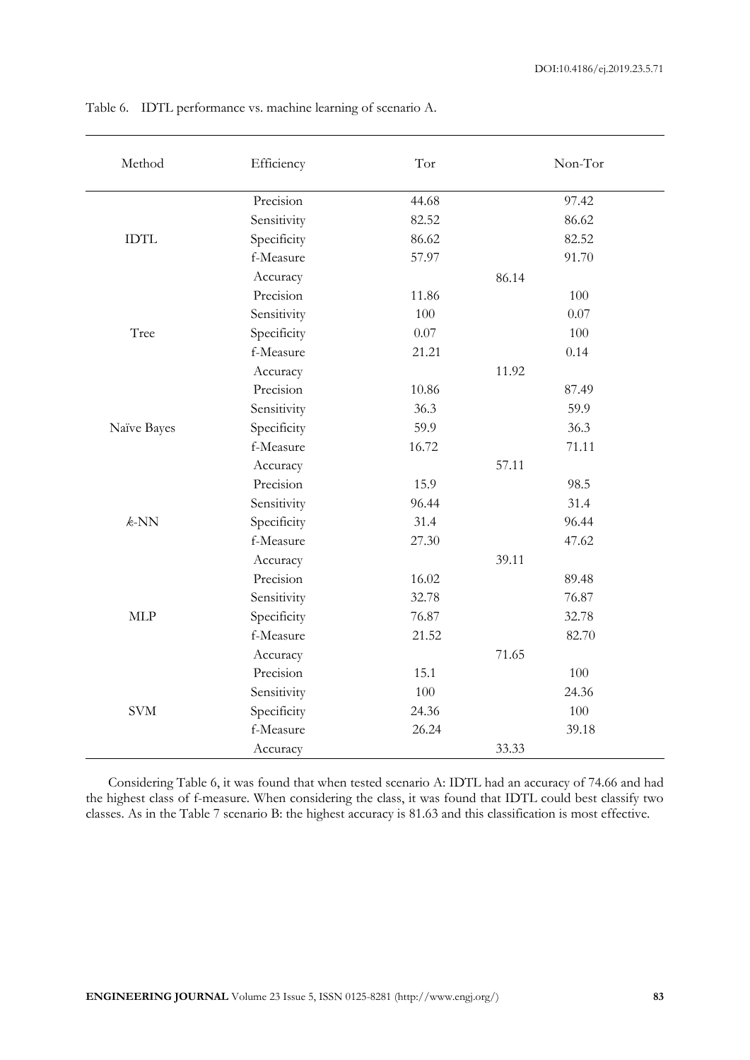Table 6. IDTL performance vs. machine learning of scenario A.

| Method | Efficiency | Tor | Non-Tor |
|---|---|---|---|
| IDTL | Precision | 44.68 | 97.42 |
| | Sensitivity | 82.52 | 86.62 |
| | Specificity | 86.62 | 82.52 |
| | f-Measure | 57.97 | 91.70 |
| | Accuracy | 86.14 | |
| Tree | Precision | 11.86 | 100 |
| | Sensitivity | 100 | 0.07 |
| | Specificity | 0.07 | 100 |
| | f-Measure | 21.21 | 0.14 |
| | Accuracy | 11.92 | |
| Naïve Bayes | Precision | 10.86 | 87.49 |
| | Sensitivity | 36.3 | 59.9 |
| | Specificity | 59.9 | 36.3 |
| | f-Measure | 16.72 | 71.11 |
| | Accuracy | 57.11 | |
| *k*-NN | Precision | 15.9 | 98.5 |
| | Sensitivity | 96.44 | 31.4 |
| | Specificity | 31.4 | 96.44 |
| | f-Measure | 27.30 | 47.62 |
| | Accuracy | 39.11 | |
| MLP | Precision | 16.02 | 89.48 |
| | Sensitivity | 32.78 | 76.87 |
| | Specificity | 76.87 | 32.78 |
| | f-Measure | 21.52 | 82.70 |
| | Accuracy | 71.65 | |
| SVM | Precision | 15.1 | 100 |
| | Sensitivity | 100 | 24.36 |
| | Specificity | 24.36 | 100 |
| | f-Measure | 26.24 | 39.18 |
| | Accuracy | 33.33 | |

Considering Table 6, it was found that when tested scenario A: IDTL had an accuracy of 74.66 and had the highest class of f-measure. When considering the class, it was found that IDTL could best classify two classes. As in the Table 7 scenario B: the highest accuracy is 81.63 and this classification is most effective.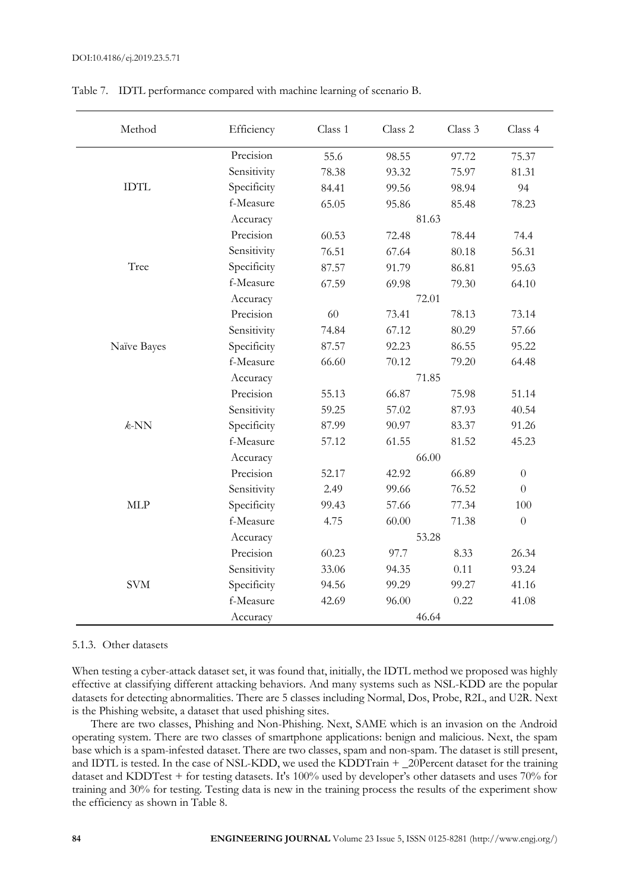Table 7. IDTL performance compared with machine learning of scenario B.

| Method | Efficiency | Class 1 | Class 2 | Class 3 | Class 4 |
|---|---|---|---|---|---|
| IDTL | Precision | 55.6 | 98.55 | 97.72 | 75.37 |
| | Sensitivity | 78.38 | 93.32 | 75.97 | 81.31 |
| | Specificity | 84.41 | 99.56 | 98.94 | 94 |
| | f-Measure | 65.05 | 95.86 | 85.48 | 78.23 |
| | Accuracy | 81.63 | | | |
| Tree | Precision | 60.53 | 72.48 | 78.44 | 74.4 |
| | Sensitivity | 76.51 | 67.64 | 80.18 | 56.31 |
| | Specificity | 87.57 | 91.79 | 86.81 | 95.63 |
| | f-Measure | 67.59 | 69.98 | 79.30 | 64.10 |
| | Accuracy | 72.01 | | | |
| Naïve Bayes | Precision | 60 | 73.41 | 78.13 | 73.14 |
| | Sensitivity | 74.84 | 67.12 | 80.29 | 57.66 |
| | Specificity | 87.57 | 92.23 | 86.55 | 95.22 |
| | f-Measure | 66.60 | 70.12 | 79.20 | 64.48 |
| | Accuracy | 71.85 | | | |
| *k*-NN | Precision | 55.13 | 66.87 | 75.98 | 51.14 |
| | Sensitivity | 59.25 | 57.02 | 87.93 | 40.54 |
| | Specificity | 87.99 | 90.97 | 83.37 | 91.26 |
| | f-Measure | 57.12 | 61.55 | 81.52 | 45.23 |
| | Accuracy | 66.00 | | | |
| MLP | Precision | 52.17 | 42.92 | 66.89 | 0 |
| | Sensitivity | 2.49 | 99.66 | 76.52 | 0 |
| | Specificity | 99.43 | 57.66 | 77.34 | 100 |
| | f-Measure | 4.75 | 60.00 | 71.38 | 0 |
| | Accuracy | 53.28 | | | |
| SVM | Precision | 60.23 | 97.7 | 8.33 | 26.34 |
| | Sensitivity | 33.06 | 94.35 | 0.11 | 93.24 |
| | Specificity | 94.56 | 99.29 | 99.27 | 41.16 |
| | f-Measure | 42.69 | 96.00 | 0.22 | 41.08 |
| | Accuracy | 46.64 | | | |

#### 5.1.3. Other datasets

When testing a cyber-attack dataset set, it was found that, initially, the IDTL method we proposed was highly effective at classifying different attacking behaviors. And many systems such as NSL-KDD are the popular datasets for detecting abnormalities. There are 5 classes including Normal, Dos, Probe, R2L, and U2R. Next is the Phishing website, a dataset that used phishing sites.

There are two classes, Phishing and Non-Phishing. Next, SAME which is an invasion on the Android operating system. There are two classes of smartphone applications: benign and malicious. Next, the spam base which is a spam-infested dataset. There are two classes, spam and non-spam. The dataset is still present, and IDTL is tested. In the case of NSL-KDD, we used the KDDTrain + _20Percent dataset for the training dataset and KDDTest + for testing datasets. It's 100% used by developer's other datasets and uses 70% for training and 30% for testing. Testing data is new in the training process the results of the experiment show the efficiency as shown in Table 8.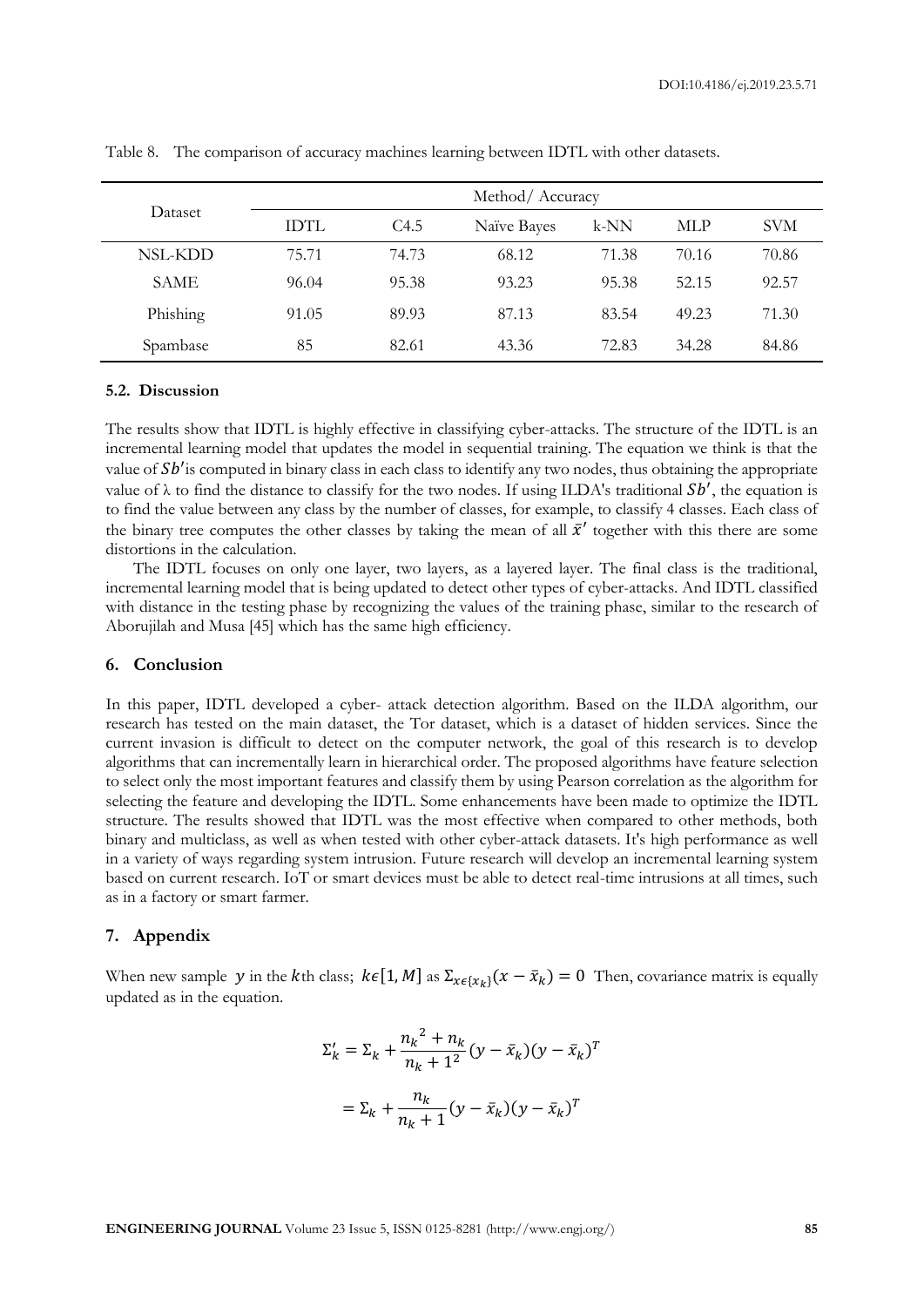Table 8. The comparison of accuracy machines learning between IDTL with other datasets.

| Dataset | Method/ Accuracy | | | | | |
|---|---|---|---|---|---|---|
| | IDTL | C4.5 | Naïve Bayes | k-NN | MLP | SVM |
| NSL-KDD | 75.71 | 74.73 | 68.12 | 71.38 | 70.16 | 70.86 |
| SAME | 96.04 | 95.38 | 93.23 | 95.38 | 52.15 | 92.57 |
| Phishing | 91.05 | 89.93 | 87.13 | 83.54 | 49.23 | 71.30 |
| Spambase | 85 | 82.61 | 43.36 | 72.83 | 34.28 | 84.86 |

### 5.2. Discussion

The results show that IDTL is highly effective in classifying cyber-attacks. The structure of the IDTL is an incremental learning model that updates the model in sequential training. The equation we think is that the value of $Sb'$is computed in binary class in each class to identify any two nodes, thus obtaining the appropriate value of λ to find the distance to classify for the two nodes. If using ILDA's traditional $Sb'$, the equation is to find the value between any class by the number of classes, for example, to classify 4 classes. Each class of the binary tree computes the other classes by taking the mean of all $\bar{x}'$ together with this there are some distortions in the calculation.

The IDTL focuses on only one layer, two layers, as a layered layer. The final class is the traditional, incremental learning model that is being updated to detect other types of cyber-attacks. And IDTL classified with distance in the testing phase by recognizing the values of the training phase, similar to the research of Aborujilah and Musa [45] which has the same high efficiency.

## 6. Conclusion

In this paper, IDTL developed a cyber- attack detection algorithm. Based on the ILDA algorithm, our research has tested on the main dataset, the Tor dataset, which is a dataset of hidden services. Since the current invasion is difficult to detect on the computer network, the goal of this research is to develop algorithms that can incrementally learn in hierarchical order. The proposed algorithms have feature selection to select only the most important features and classify them by using Pearson correlation as the algorithm for selecting the feature and developing the IDTL. Some enhancements have been made to optimize the IDTL structure. The results showed that IDTL was the most effective when compared to other methods, both binary and multiclass, as well as when tested with other cyber-attack datasets. It's high performance as well in a variety of ways regarding system intrusion. Future research will develop an incremental learning system based on current research. IoT or smart devices must be able to detect real-time intrusions at all times, such as in a factory or smart farmer.

## 7. Appendix

When new sample $y$ in the $k$th class; $k\epsilon[1, M]$ as $\Sigma_{x\epsilon\{x_k\}}(x - \bar{x}_k) = 0$ Then, covariance matrix is equally updated as in the equation.

$$\Sigma_k' = \Sigma_k + \frac{{n_k}^2 + n_k}{n_k + 1^2}(y - \bar{x}_k)(y - \bar{x}_k)^T$$

$$= \Sigma_k + \frac{n_k}{n_k + 1}(y - \bar{x}_k)(y - \bar{x}_k)^T$$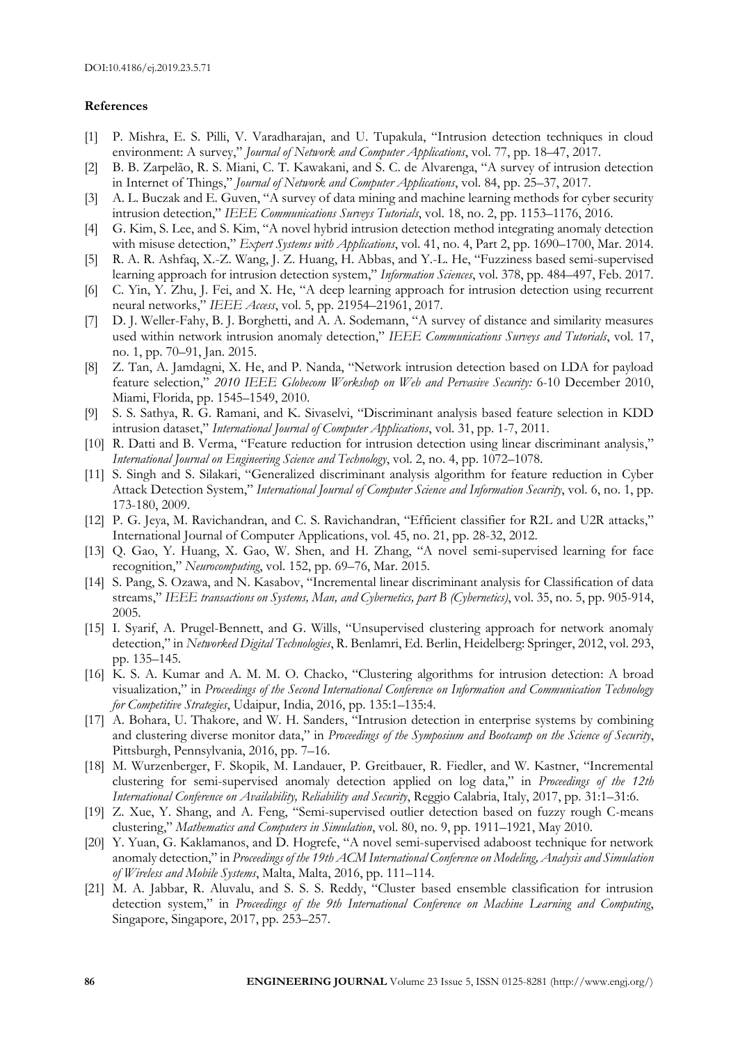## References

[1] P. Mishra, E. S. Pilli, V. Varadharajan, and U. Tupakula, "Intrusion detection techniques in cloud environment: A survey," *Journal of Network and Computer Applications*, vol. 77, pp. 18–47, 2017.

[2] B. B. Zarpelão, R. S. Miani, C. T. Kawakani, and S. C. de Alvarenga, "A survey of intrusion detection in Internet of Things," *Journal of Network and Computer Applications*, vol. 84, pp. 25–37, 2017.

[3] A. L. Buczak and E. Guven, "A survey of data mining and machine learning methods for cyber security intrusion detection," *IEEE Communications Surveys Tutorials*, vol. 18, no. 2, pp. 1153–1176, 2016.

[4] G. Kim, S. Lee, and S. Kim, "A novel hybrid intrusion detection method integrating anomaly detection with misuse detection," *Expert Systems with Applications*, vol. 41, no. 4, Part 2, pp. 1690–1700, Mar. 2014.

[5] R. A. R. Ashfaq, X.-Z. Wang, J. Z. Huang, H. Abbas, and Y.-L. He, "Fuzziness based semi-supervised learning approach for intrusion detection system," *Information Sciences*, vol. 378, pp. 484–497, Feb. 2017.

[6] C. Yin, Y. Zhu, J. Fei, and X. He, "A deep learning approach for intrusion detection using recurrent neural networks," *IEEE Access*, vol. 5, pp. 21954–21961, 2017.

[7] D. J. Weller-Fahy, B. J. Borghetti, and A. A. Sodemann, "A survey of distance and similarity measures used within network intrusion anomaly detection," *IEEE Communications Surveys and Tutorials*, vol. 17, no. 1, pp. 70–91, Jan. 2015.

[8] Z. Tan, A. Jamdagni, X. He, and P. Nanda, "Network intrusion detection based on LDA for payload feature selection," *2010 IEEE Globecom Workshop on Web and Pervasive Security:* 6-10 December 2010, Miami, Florida, pp. 1545–1549, 2010.

[9] S. S. Sathya, R. G. Ramani, and K. Sivaselvi, "Discriminant analysis based feature selection in KDD intrusion dataset," *International Journal of Computer Applications*, vol. 31, pp. 1-7, 2011.

[10] R. Datti and B. Verma, "Feature reduction for intrusion detection using linear discriminant analysis," *International Journal on Engineering Science and Technology*, vol. 2, no. 4, pp. 1072–1078.

[11] S. Singh and S. Silakari, "Generalized discriminant analysis algorithm for feature reduction in Cyber Attack Detection System," *International Journal of Computer Science and Information Security*, vol. 6, no. 1, pp. 173-180, 2009.

[12] P. G. Jeya, M. Ravichandran, and C. S. Ravichandran, "Efficient classifier for R2L and U2R attacks," International Journal of Computer Applications, vol. 45, no. 21, pp. 28-32, 2012.

[13] Q. Gao, Y. Huang, X. Gao, W. Shen, and H. Zhang, "A novel semi-supervised learning for face recognition," *Neurocomputing*, vol. 152, pp. 69–76, Mar. 2015.

[14] S. Pang, S. Ozawa, and N. Kasabov, "Incremental linear discriminant analysis for Classification of data streams," *IEEE transactions on Systems, Man, and Cybernetics, part B (Cybernetics)*, vol. 35, no. 5, pp. 905-914, 2005.

[15] I. Syarif, A. Prugel-Bennett, and G. Wills, "Unsupervised clustering approach for network anomaly detection," in *Networked Digital Technologies*, R. Benlamri, Ed. Berlin, Heidelberg: Springer, 2012, vol. 293, pp. 135–145.

[16] K. S. A. Kumar and A. M. M. O. Chacko, "Clustering algorithms for intrusion detection: A broad visualization," in *Proceedings of the Second International Conference on Information and Communication Technology for Competitive Strategies*, Udaipur, India, 2016, pp. 135:1–135:4.

[17] A. Bohara, U. Thakore, and W. H. Sanders, "Intrusion detection in enterprise systems by combining and clustering diverse monitor data," in *Proceedings of the Symposium and Bootcamp on the Science of Security*, Pittsburgh, Pennsylvania, 2016, pp. 7–16.

[18] M. Wurzenberger, F. Skopik, M. Landauer, P. Greitbauer, R. Fiedler, and W. Kastner, "Incremental clustering for semi-supervised anomaly detection applied on log data," in *Proceedings of the 12th International Conference on Availability, Reliability and Security*, Reggio Calabria, Italy, 2017, pp. 31:1–31:6.

[19] Z. Xue, Y. Shang, and A. Feng, "Semi-supervised outlier detection based on fuzzy rough C-means clustering," *Mathematics and Computers in Simulation*, vol. 80, no. 9, pp. 1911–1921, May 2010.

[20] Y. Yuan, G. Kaklamanos, and D. Hogrefe, "A novel semi-supervised adaboost technique for network anomaly detection," in *Proceedings of the 19th ACM International Conference on Modeling, Analysis and Simulation of Wireless and Mobile Systems*, Malta, Malta, 2016, pp. 111–114.

[21] M. A. Jabbar, R. Aluvalu, and S. S. S. Reddy, "Cluster based ensemble classification for intrusion detection system," in *Proceedings of the 9th International Conference on Machine Learning and Computing*, Singapore, Singapore, 2017, pp. 253–257.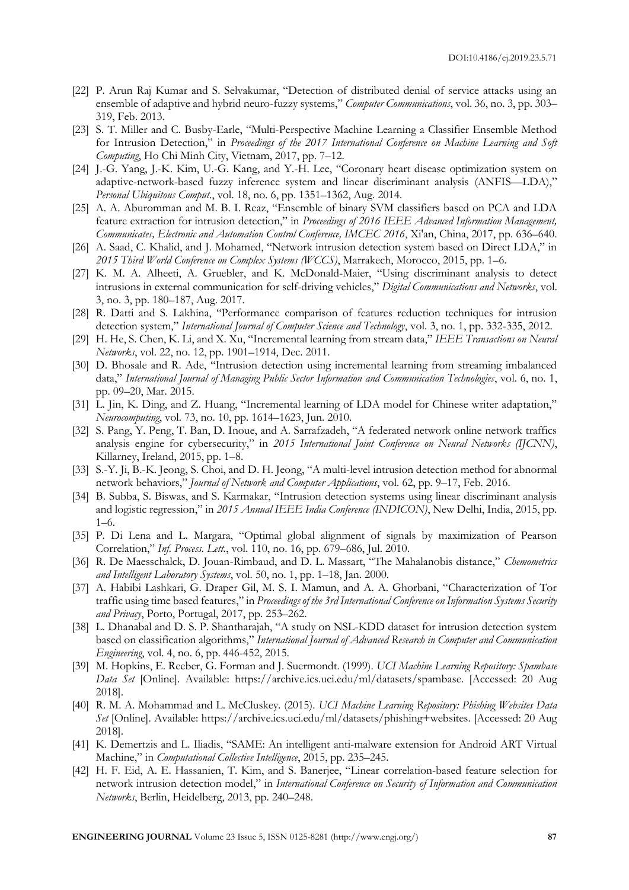[22] P. Arun Raj Kumar and S. Selvakumar, "Detection of distributed denial of service attacks using an ensemble of adaptive and hybrid neuro-fuzzy systems," *Computer Communications*, vol. 36, no. 3, pp. 303–319, Feb. 2013.

[23] S. T. Miller and C. Busby-Earle, "Multi-Perspective Machine Learning a Classifier Ensemble Method for Intrusion Detection," in *Proceedings of the 2017 International Conference on Machine Learning and Soft Computing*, Ho Chi Minh City, Vietnam, 2017, pp. 7–12.

[24] J.-G. Yang, J.-K. Kim, U.-G. Kang, and Y.-H. Lee, "Coronary heart disease optimization system on adaptive-network-based fuzzy inference system and linear discriminant analysis (ANFIS—LDA)," *Personal Ubiquitous Comput.*, vol. 18, no. 6, pp. 1351–1362, Aug. 2014.

[25] A. A. Aburomman and M. B. I. Reaz, "Ensemble of binary SVM classifiers based on PCA and LDA feature extraction for intrusion detection," in *Proceedings of 2016 IEEE Advanced Information Management, Communicates, Electronic and Automation Control Conference, IMCEC 2016*, Xi'an, China, 2017, pp. 636–640.

[26] A. Saad, C. Khalid, and J. Mohamed, "Network intrusion detection system based on Direct LDA," in *2015 Third World Conference on Complex Systems (WCCS)*, Marrakech, Morocco, 2015, pp. 1–6.

[27] K. M. A. Alheeti, A. Gruebler, and K. McDonald-Maier, "Using discriminant analysis to detect intrusions in external communication for self-driving vehicles," *Digital Communications and Networks*, vol. 3, no. 3, pp. 180–187, Aug. 2017.

[28] R. Datti and S. Lakhina, "Performance comparison of features reduction techniques for intrusion detection system," *International Journal of Computer Science and Technology*, vol. 3, no. 1, pp. 332-335, 2012.

[29] H. He, S. Chen, K. Li, and X. Xu, "Incremental learning from stream data," *IEEE Transactions on Neural Networks*, vol. 22, no. 12, pp. 1901–1914, Dec. 2011.

[30] D. Bhosale and R. Ade, "Intrusion detection using incremental learning from streaming imbalanced data," *International Journal of Managing Public Sector Information and Communication Technologies*, vol. 6, no. 1, pp. 09–20, Mar. 2015.

[31] L. Jin, K. Ding, and Z. Huang, "Incremental learning of LDA model for Chinese writer adaptation," *Neurocomputing*, vol. 73, no. 10, pp. 1614–1623, Jun. 2010.

[32] S. Pang, Y. Peng, T. Ban, D. Inoue, and A. Sarrafzadeh, "A federated network online network traffics analysis engine for cybersecurity," in *2015 International Joint Conference on Neural Networks (IJCNN)*, Killarney, Ireland, 2015, pp. 1–8.

[33] S.-Y. Ji, B.-K. Jeong, S. Choi, and D. H. Jeong, "A multi-level intrusion detection method for abnormal network behaviors," *Journal of Network and Computer Applications*, vol. 62, pp. 9–17, Feb. 2016.

[34] B. Subba, S. Biswas, and S. Karmakar, "Intrusion detection systems using linear discriminant analysis and logistic regression," in *2015 Annual IEEE India Conference (INDICON)*, New Delhi, India, 2015, pp. 1–6.

[35] P. Di Lena and L. Margara, "Optimal global alignment of signals by maximization of Pearson Correlation," *Inf. Process. Lett.*, vol. 110, no. 16, pp. 679–686, Jul. 2010.

[36] R. De Maesschalck, D. Jouan-Rimbaud, and D. L. Massart, "The Mahalanobis distance," *Chemometrics and Intelligent Laboratory Systems*, vol. 50, no. 1, pp. 1–18, Jan. 2000.

[37] A. Habibi Lashkari, G. Draper Gil, M. S. I. Mamun, and A. A. Ghorbani, "Characterization of Tor traffic using time based features," in *Proceedings of the 3rd International Conference on Information Systems Security and Privacy*, Porto, Portugal, 2017, pp. 253–262.

[38] L. Dhanabal and D. S. P. Shantharajah, "A study on NSL-KDD dataset for intrusion detection system based on classification algorithms," *International Journal of Advanced Research in Computer and Communication Engineering*, vol. 4, no. 6, pp. 446-452, 2015.

[39] M. Hopkins, E. Reeber, G. Forman and J. Suermondt. (1999). *UCI Machine Learning Repository: Spambase Data Set* [Online]. Available: https://archive.ics.uci.edu/ml/datasets/spambase. [Accessed: 20 Aug 2018].

[40] R. M. A. Mohammad and L. McCluskey. (2015). *UCI Machine Learning Repository: Phishing Websites Data Set* [Online]. Available: https://archive.ics.uci.edu/ml/datasets/phishing+websites. [Accessed: 20 Aug 2018].

[41] K. Demertzis and L. Iliadis, "SAME: An intelligent anti-malware extension for Android ART Virtual Machine," in *Computational Collective Intelligence*, 2015, pp. 235–245.

[42] H. F. Eid, A. E. Hassanien, T. Kim, and S. Banerjee, "Linear correlation-based feature selection for network intrusion detection model," in *International Conference on Security of Information and Communication Networks*, Berlin, Heidelberg, 2013, pp. 240–248.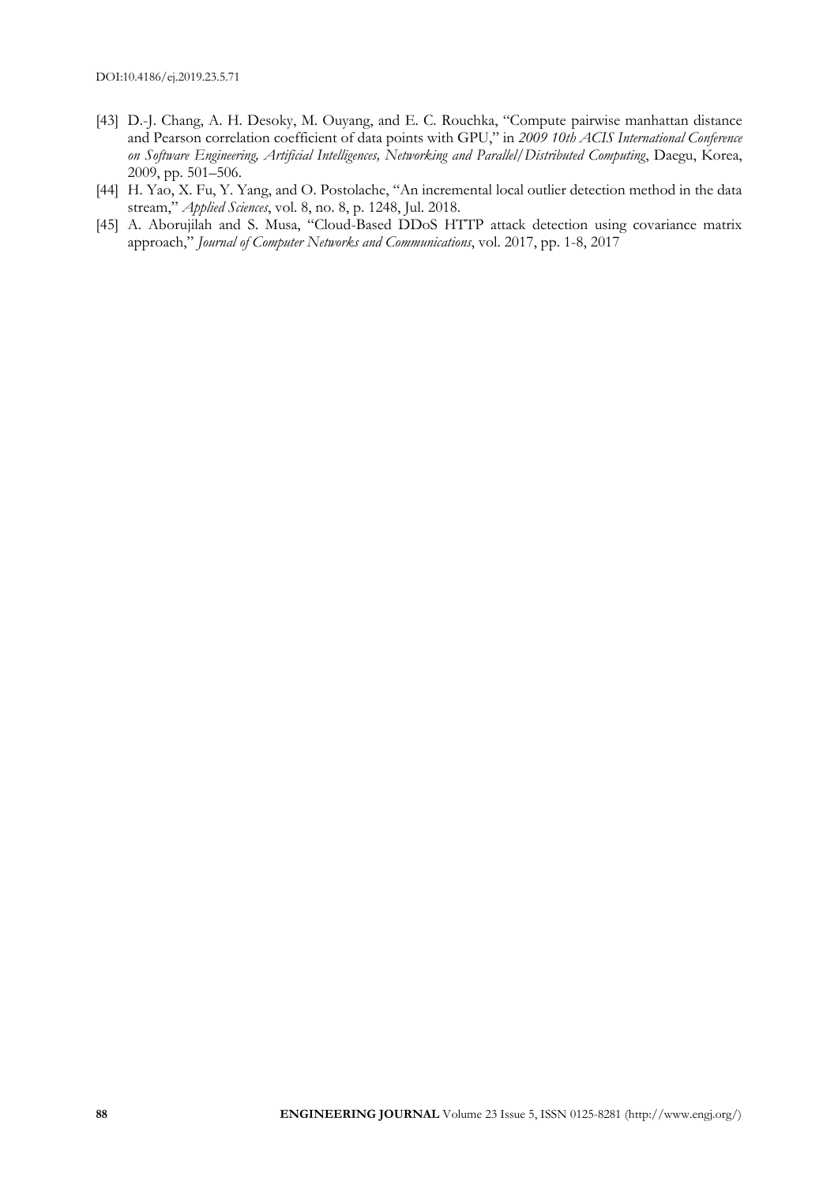[43] D.-J. Chang, A. H. Desoky, M. Ouyang, and E. C. Rouchka, "Compute pairwise manhattan distance and Pearson correlation coefficient of data points with GPU," in *2009 10th ACIS International Conference on Software Engineering, Artificial Intelligences, Networking and Parallel/Distributed Computing*, Daegu, Korea, 2009, pp. 501–506.

[44] H. Yao, X. Fu, Y. Yang, and O. Postolache, "An incremental local outlier detection method in the data stream," *Applied Sciences*, vol. 8, no. 8, p. 1248, Jul. 2018.

[45] A. Aborujilah and S. Musa, "Cloud-Based DDoS HTTP attack detection using covariance matrix approach," *Journal of Computer Networks and Communications*, vol. 2017, pp. 1-8, 2017